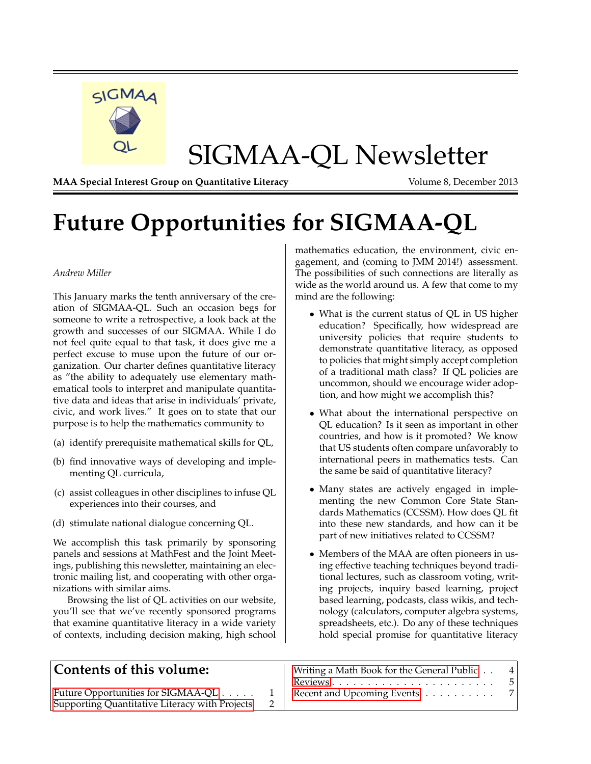# SIGMAA-QL Newsletter

**MAA Special Interest Group on Quantitative Literacy** Volume 8, December 2013

# Future Opportunities for SIGMAA-QL

*Andrew Miller*

This January marks the tenth anniversary of the creation of SIGMAA-QL. Such an occasion begs for someone to write a retrospective, a look back at the growth and successes of our SIGMAA. While I do not feel quite equal to that task, it does give me a perfect excuse to muse upon the future of our organization. Our charter defines quantitative literacy as "the ability to adequately use elementary mathematical tools to interpret and manipulate quantitative data and ideas that arise in individuals' private, civic, and work lives." It goes on to state that our purpose is to help the mathematics community to

(a) identify prerequisite mathematical skills for QL,

(b) find innovative ways of developing and implementing QL curricula,

(c) assist colleagues in other disciplines to infuse QL experiences into their courses, and

(d) stimulate national dialogue concerning QL.

We accomplish this task primarily by sponsoring panels and sessions at MathFest and the Joint Meetings, publishing this newsletter, maintaining an electronic mailing list, and cooperating with other organizations with similar aims.

Browsing the list of QL activities on our website, you'll see that we've recently sponsored programs that examine quantitative literacy in a wide variety of contexts, including decision making, high school mathematics education, the environment, civic engagement, and (coming to JMM 2014!) assessment. The possibilities of such connections are literally as wide as the world around us. A few that come to my mind are the following:

- What is the current status of QL in US higher education? Specifically, how widespread are university policies that require students to demonstrate quantitative literacy, as opposed to policies that might simply accept completion of a traditional math class? If QL policies are uncommon, should we encourage wider adoption, and how might we accomplish this?
- What about the international perspective on QL education? Is it seen as important in other countries, and how is it promoted? We know that US students often compare unfavorably to international peers in mathematics tests. Can the same be said of quantitative literacy?
- Many states are actively engaged in implementing the new Common Core State Standards Mathematics (CCSSM). How does QL fit into these new standards, and how can it be part of new initiatives related to CCSSM?
- Members of the MAA are often pioneers in using effective teaching techniques beyond traditional lectures, such as classroom voting, writing projects, inquiry based learning, project based learning, podcasts, class wikis, and technology (calculators, computer algebra systems, spreadsheets, etc.). Do any of these techniques hold special promise for quantitative literacy

## Contents of this volume:

- Future Opportunities for SIGMAA-QL ..... 1
- Supporting Quantitative Literacy with Projects 2
- Writing a Math Book for the General Public .. 4
- Reviews ........ 5
- Recent and Upcoming Events ........ 7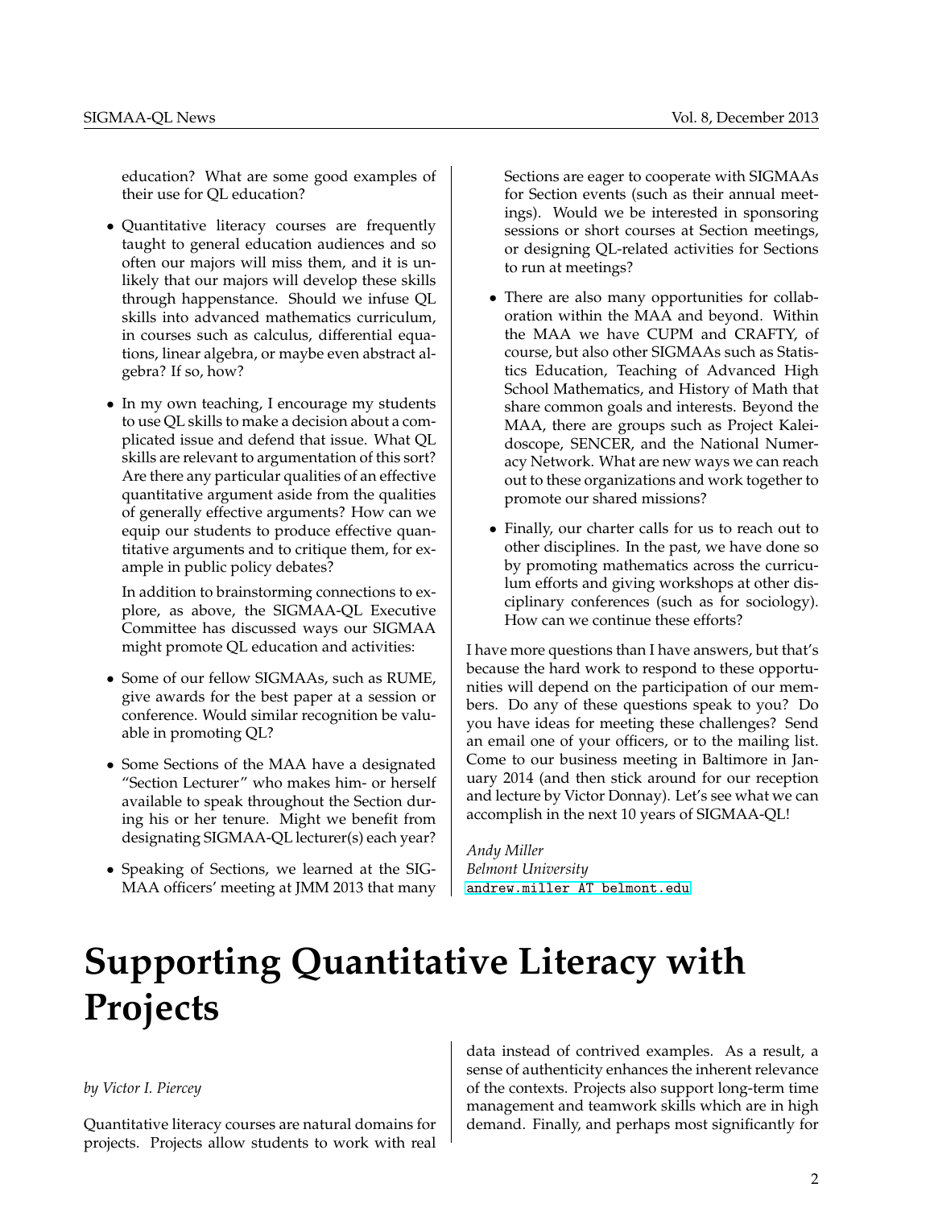education? What are some good examples of their use for QL education?

- Quantitative literacy courses are frequently taught to general education audiences and so often our majors will miss them, and it is unlikely that our majors will develop these skills through happenstance. Should we infuse QL skills into advanced mathematics curriculum, in courses such as calculus, differential equations, linear algebra, or maybe even abstract algebra? If so, how?

- In my own teaching, I encourage my students to use QL skills to make a decision about a complicated issue and defend that issue. What QL skills are relevant to argumentation of this sort? Are there any particular qualities of an effective quantitative argument aside from the qualities of generally effective arguments? How can we equip our students to produce effective quantitative arguments and to critique them, for example in public policy debates?

  In addition to brainstorming connections to explore, as above, the SIGMAA-QL Executive Committee has discussed ways our SIGMAA might promote QL education and activities:

- Some of our fellow SIGMAAs, such as RUME, give awards for the best paper at a session or conference. Would similar recognition be valuable in promoting QL?

- Some Sections of the MAA have a designated "Section Lecturer" who makes him- or herself available to speak throughout the Section during his or her tenure. Might we benefit from designating SIGMAA-QL lecturer(s) each year?

- Speaking of Sections, we learned at the SIGMAA officers' meeting at JMM 2013 that many Sections are eager to cooperate with SIGMAAs for Section events (such as their annual meetings). Would we be interested in sponsoring sessions or short courses at Section meetings, or designing QL-related activities for Sections to run at meetings?

- There are also many opportunities for collaboration within the MAA and beyond. Within the MAA we have CUPM and CRAFTY, of course, but also other SIGMAAs such as Statistics Education, Teaching of Advanced High School Mathematics, and History of Math that share common goals and interests. Beyond the MAA, there are groups such as Project Kaleidoscope, SENCER, and the National Numeracy Network. What are new ways we can reach out to these organizations and work together to promote our shared missions?

- Finally, our charter calls for us to reach out to other disciplines. In the past, we have done so by promoting mathematics across the curriculum efforts and giving workshops at other disciplinary conferences (such as for sociology). How can we continue these efforts?

I have more questions than I have answers, but that's because the hard work to respond to these opportunities will depend on the participation of our members. Do any of these questions speak to you? Do you have ideas for meeting these challenges? Send an email one of your officers, or to the mailing list. Come to our business meeting in Baltimore in January 2014 (and then stick around for our reception and lecture by Victor Donnay). Let's see what we can accomplish in the next 10 years of SIGMAA-QL!

*Andy Miller*
*Belmont University*
`andrew.miller AT belmont.edu`

# Supporting Quantitative Literacy with Projects

*by Victor I. Piercey*

Quantitative literacy courses are natural domains for projects. Projects allow students to work with real data instead of contrived examples. As a result, a sense of authenticity enhances the inherent relevance of the contexts. Projects also support long-term time management and teamwork skills which are in high demand. Finally, and perhaps most significantly for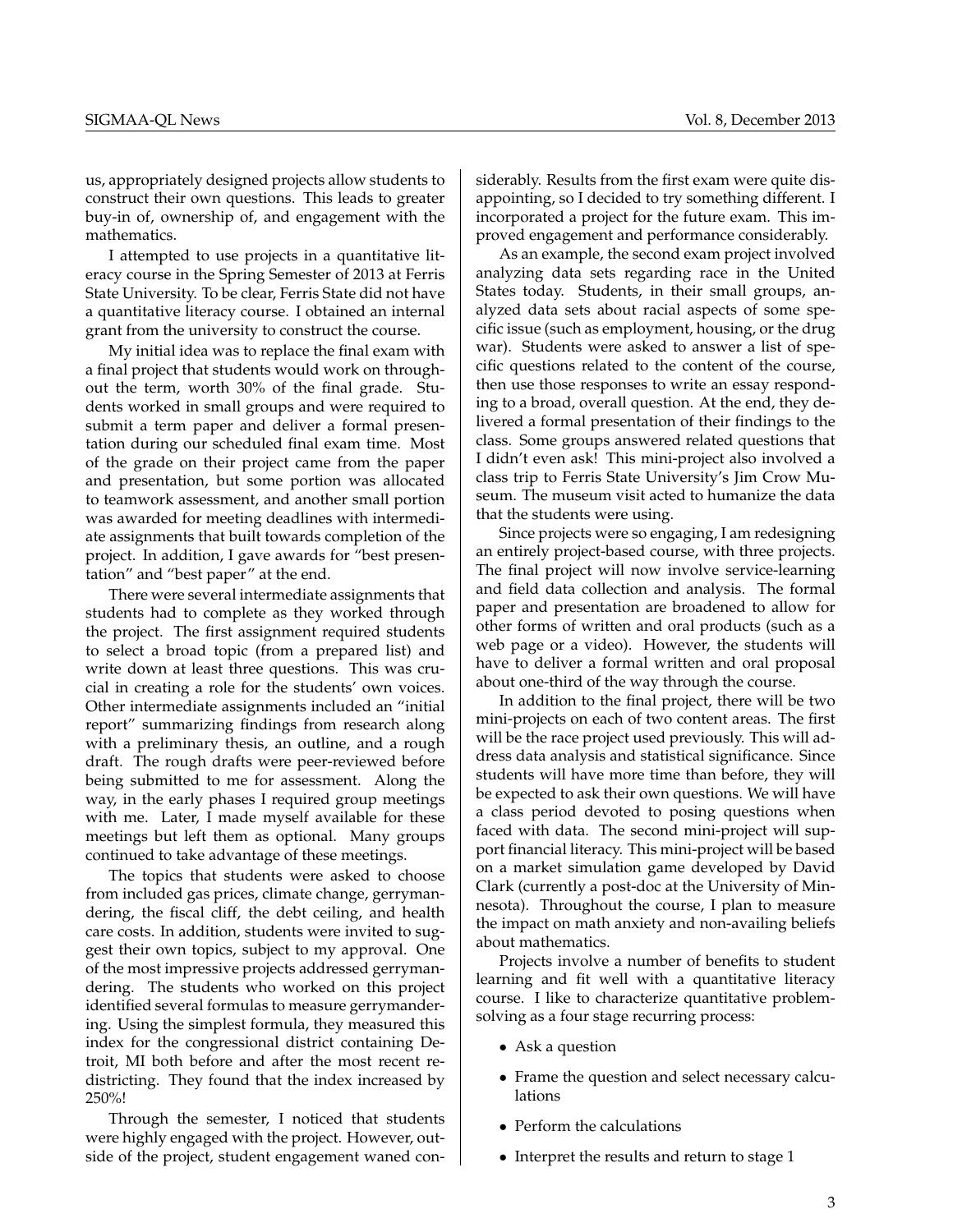us, appropriately designed projects allow students to construct their own questions. This leads to greater buy-in of, ownership of, and engagement with the mathematics.

I attempted to use projects in a quantitative literacy course in the Spring Semester of 2013 at Ferris State University. To be clear, Ferris State did not have a quantitative literacy course. I obtained an internal grant from the university to construct the course.

My initial idea was to replace the final exam with a final project that students would work on throughout the term, worth 30% of the final grade. Students worked in small groups and were required to submit a term paper and deliver a formal presentation during our scheduled final exam time. Most of the grade on their project came from the paper and presentation, but some portion was allocated to teamwork assessment, and another small portion was awarded for meeting deadlines with intermediate assignments that built towards completion of the project. In addition, I gave awards for "best presentation" and "best paper" at the end.

There were several intermediate assignments that students had to complete as they worked through the project. The first assignment required students to select a broad topic (from a prepared list) and write down at least three questions. This was crucial in creating a role for the students' own voices. Other intermediate assignments included an "initial report" summarizing findings from research along with a preliminary thesis, an outline, and a rough draft. The rough drafts were peer-reviewed before being submitted to me for assessment. Along the way, in the early phases I required group meetings with me. Later, I made myself available for these meetings but left them as optional. Many groups continued to take advantage of these meetings.

The topics that students were asked to choose from included gas prices, climate change, gerrymandering, the fiscal cliff, the debt ceiling, and health care costs. In addition, students were invited to suggest their own topics, subject to my approval. One of the most impressive projects addressed gerrymandering. The students who worked on this project identified several formulas to measure gerrymandering. Using the simplest formula, they measured this index for the congressional district containing Detroit, MI both before and after the most recent redistricting. They found that the index increased by 250%!

Through the semester, I noticed that students were highly engaged with the project. However, outside of the project, student engagement waned considerably. Results from the first exam were quite disappointing, so I decided to try something different. I incorporated a project for the future exam. This improved engagement and performance considerably.

As an example, the second exam project involved analyzing data sets regarding race in the United States today. Students, in their small groups, analyzed data sets about racial aspects of some specific issue (such as employment, housing, or the drug war). Students were asked to answer a list of specific questions related to the content of the course, then use those responses to write an essay responding to a broad, overall question. At the end, they delivered a formal presentation of their findings to the class. Some groups answered related questions that I didn't even ask! This mini-project also involved a class trip to Ferris State University's Jim Crow Museum. The museum visit acted to humanize the data that the students were using.

Since projects were so engaging, I am redesigning an entirely project-based course, with three projects. The final project will now involve service-learning and field data collection and analysis. The formal paper and presentation are broadened to allow for other forms of written and oral products (such as a web page or a video). However, the students will have to deliver a formal written and oral proposal about one-third of the way through the course.

In addition to the final project, there will be two mini-projects on each of two content areas. The first will be the race project used previously. This will address data analysis and statistical significance. Since students will have more time than before, they will be expected to ask their own questions. We will have a class period devoted to posing questions when faced with data. The second mini-project will support financial literacy. This mini-project will be based on a market simulation game developed by David Clark (currently a post-doc at the University of Minnesota). Throughout the course, I plan to measure the impact on math anxiety and non-availing beliefs about mathematics.

Projects involve a number of benefits to student learning and fit well with a quantitative literacy course. I like to characterize quantitative problem-solving as a four stage recurring process:

- Ask a question
- Frame the question and select necessary calculations
- Perform the calculations
- Interpret the results and return to stage 1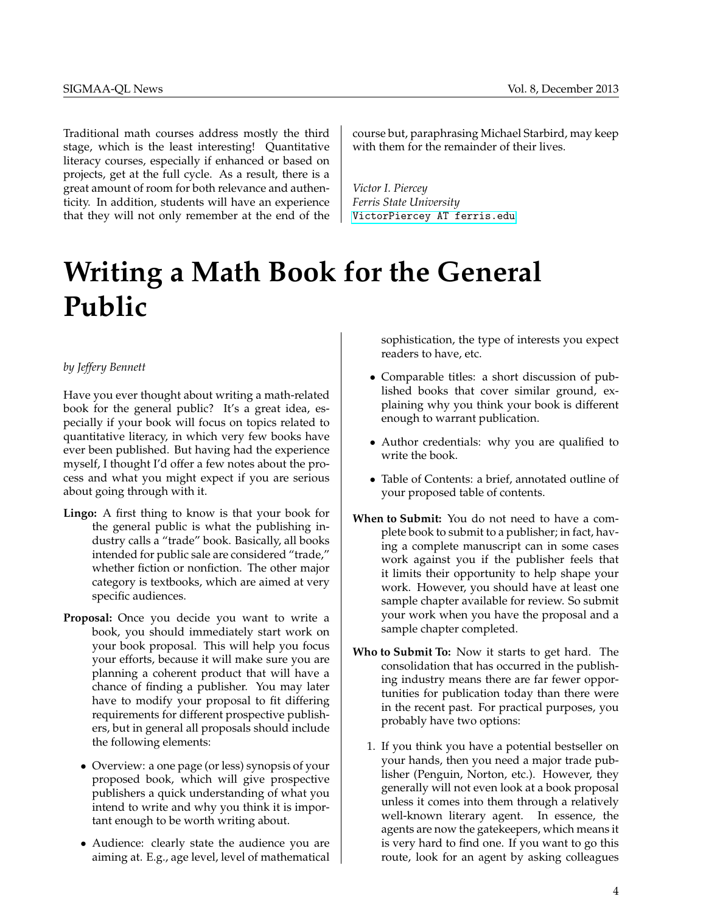Traditional math courses address mostly the third stage, which is the least interesting! Quantitative literacy courses, especially if enhanced or based on projects, get at the full cycle. As a result, there is a great amount of room for both relevance and authenticity. In addition, students will have an experience that they will not only remember at the end of the course but, paraphrasing Michael Starbird, may keep with them for the remainder of their lives.

*Victor I. Piercey*
*Ferris State University*
`VictorPiercey AT ferris.edu`

# Writing a Math Book for the General Public

*by Jeffery Bennett*

Have you ever thought about writing a math-related book for the general public? It's a great idea, especially if your book will focus on topics related to quantitative literacy, in which very few books have ever been published. But having had the experience myself, I thought I'd offer a few notes about the process and what you might expect if you are serious about going through with it.

**Lingo:** A first thing to know is that your book for the general public is what the publishing industry calls a "trade" book. Basically, all books intended for public sale are considered "trade," whether fiction or nonfiction. The other major category is textbooks, which are aimed at very specific audiences.

**Proposal:** Once you decide you want to write a book, you should immediately start work on your book proposal. This will help you focus your efforts, because it will make sure you are planning a coherent product that will have a chance of finding a publisher. You may later have to modify your proposal to fit differing requirements for different prospective publishers, but in general all proposals should include the following elements:

- Overview: a one page (or less) synopsis of your proposed book, which will give prospective publishers a quick understanding of what you intend to write and why you think it is important enough to be worth writing about.
- Audience: clearly state the audience you are aiming at. E.g., age level, level of mathematical sophistication, the type of interests you expect readers to have, etc.
- Comparable titles: a short discussion of published books that cover similar ground, explaining why you think your book is different enough to warrant publication.
- Author credentials: why you are qualified to write the book.
- Table of Contents: a brief, annotated outline of your proposed table of contents.

**When to Submit:** You do not need to have a complete book to submit to a publisher; in fact, having a complete manuscript can in some cases work against you if the publisher feels that it limits their opportunity to help shape your work. However, you should have at least one sample chapter available for review. So submit your work when you have the proposal and a sample chapter completed.

**Who to Submit To:** Now it starts to get hard. The consolidation that has occurred in the publishing industry means there are far fewer opportunities for publication today than there were in the recent past. For practical purposes, you probably have two options:

1. If you think you have a potential bestseller on your hands, then you need a major trade publisher (Penguin, Norton, etc.). However, they generally will not even look at a book proposal unless it comes into them through a relatively well-known literary agent. In essence, the agents are now the gatekeepers, which means it is very hard to find one. If you want to go this route, look for an agent by asking colleagues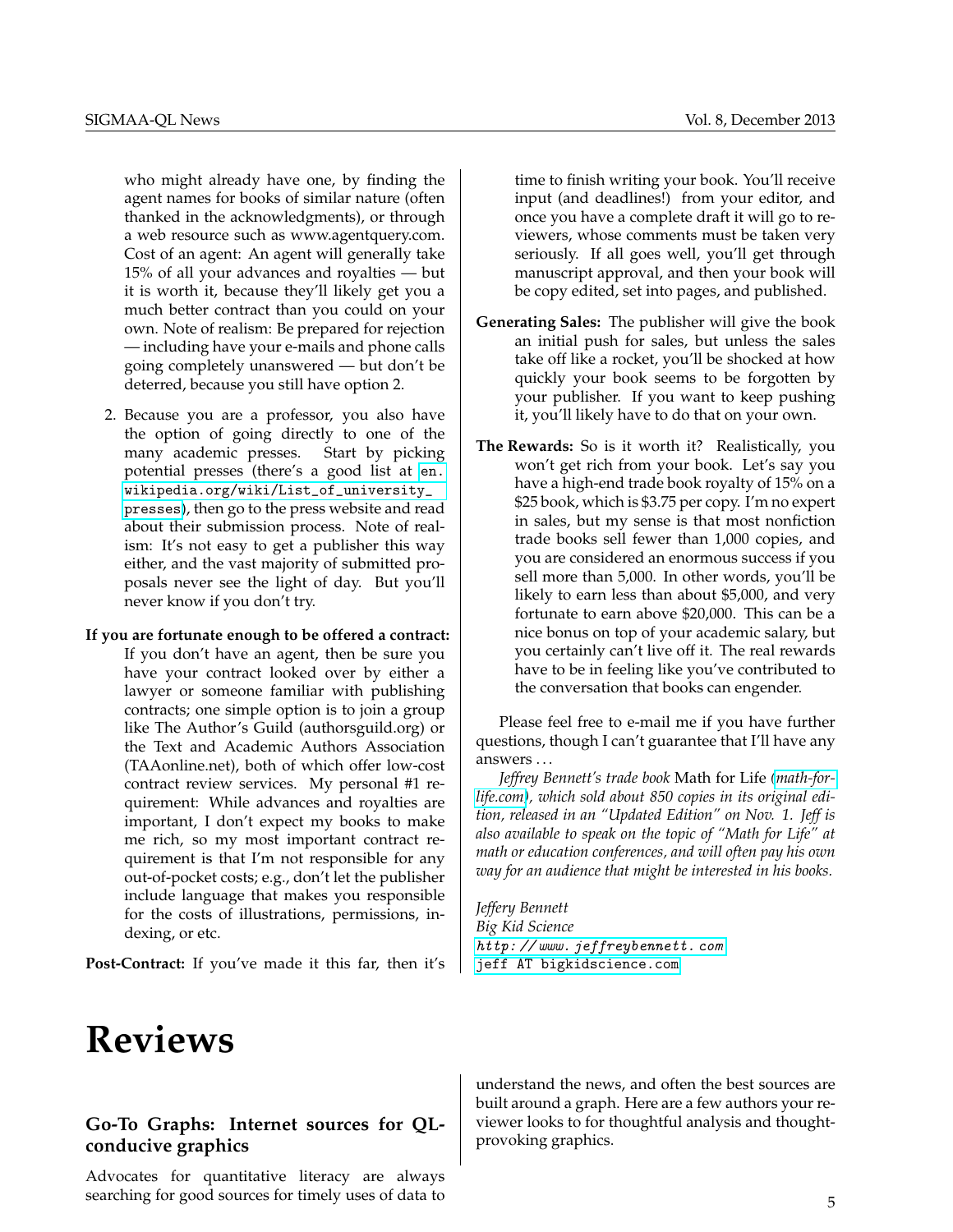who might already have one, by finding the agent names for books of similar nature (often thanked in the acknowledgments), or through a web resource such as www.agentquery.com. Cost of an agent: An agent will generally take 15% of all your advances and royalties — but it is worth it, because they'll likely get you a much better contract than you could on your own. Note of realism: Be prepared for rejection — including have your e-mails and phone calls going completely unanswered — but don't be deterred, because you still have option 2.

2. Because you are a professor, you also have the option of going directly to one of the many academic presses. Start by picking potential presses (there's a good list at `en.wikipedia.org/wiki/List_of_university_presses`), then go to the press website and read about their submission process. Note of realism: It's not easy to get a publisher this way either, and the vast majority of submitted proposals never see the light of day. But you'll never know if you don't try.

**If you are fortunate enough to be offered a contract:** If you don't have an agent, then be sure you have your contract looked over by either a lawyer or someone familiar with publishing contracts; one simple option is to join a group like The Author's Guild (authorsguild.org) or the Text and Academic Authors Association (TAAonline.net), both of which offer low-cost contract review services. My personal #1 requirement: While advances and royalties are important, I don't expect my books to make me rich, so my most important contract requirement is that I'm not responsible for any out-of-pocket costs; e.g., don't let the publisher include language that makes you responsible for the costs of illustrations, permissions, indexing, or etc.

**Post-Contract:** If you've made it this far, then it's time to finish writing your book. You'll receive input (and deadlines!) from your editor, and once you have a complete draft it will go to reviewers, whose comments must be taken very seriously. If all goes well, you'll get through manuscript approval, and then your book will be copy edited, set into pages, and published.

**Generating Sales:** The publisher will give the book an initial push for sales, but unless the sales take off like a rocket, you'll be shocked at how quickly your book seems to be forgotten by your publisher. If you want to keep pushing it, you'll likely have to do that on your own.

**The Rewards:** So is it worth it? Realistically, you won't get rich from your book. Let's say you have a high-end trade book royalty of 15% on a $25 book, which is $3.75 per copy. I'm no expert in sales, but my sense is that most nonfiction trade books sell fewer than 1,000 copies, and you are considered an enormous success if you sell more than 5,000. In other words, you'll be likely to earn less than about $5,000, and very fortunate to earn above $20,000. This can be a nice bonus on top of your academic salary, but you certainly can't live off it. The real rewards have to be in feeling like you've contributed to the conversation that books can engender.

Please feel free to e-mail me if you have further questions, though I can't guarantee that I'll have any answers ...

*Jeffrey Bennett's trade book* Math for Life *(math-for-life.com), which sold about 850 copies in its original edition, released in an "Updated Edition" on Nov. 1. Jeff is also available to speak on the topic of "Math for Life" at math or education conferences, and will often pay his own way for an audience that might be interested in his books.*

*Jeffery Bennett*
*Big Kid Science*
*http://www.jeffreybennett.com*
`jeff AT bigkidscience.com`

# Reviews

### Go-To Graphs: Internet sources for QL-conducive graphics

Advocates for quantitative literacy are always searching for good sources for timely uses of data to understand the news, and often the best sources are built around a graph. Here are a few authors your reviewer looks to for thoughtful analysis and thought-provoking graphics.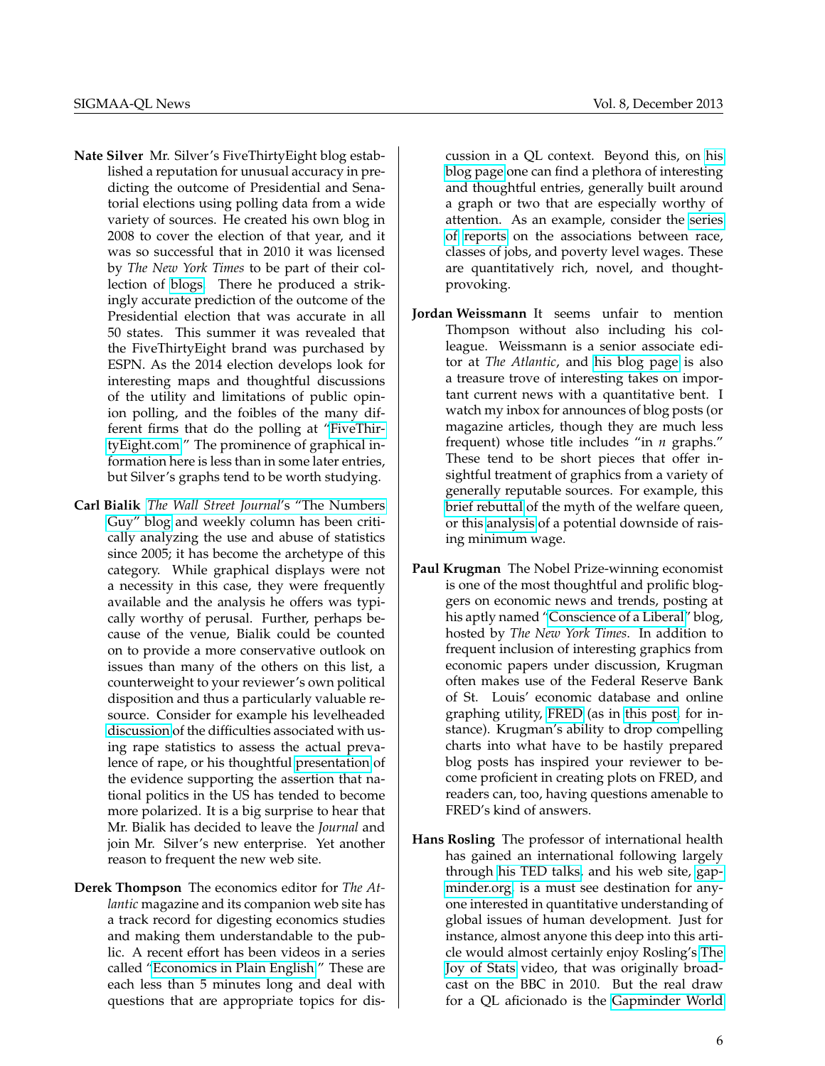**Nate Silver** Mr. Silver's FiveThirtyEight blog established a reputation for unusual accuracy in predicting the outcome of Presidential and Senatorial elections using polling data from a wide variety of sources. He created his own blog in 2008 to cover the election of that year, and it was so successful that in 2010 it was licensed by *The New York Times* to be part of their collection of blogs. There he produced a strikingly accurate prediction of the outcome of the Presidential election that was accurate in all 50 states. This summer it was revealed that the FiveThirtyEight brand was purchased by ESPN. As the 2014 election develops look for interesting maps and thoughtful discussions of the utility and limitations of public opinion polling, and the foibles of the many different firms that do the polling at "FiveThirtyEight.com." The prominence of graphical information here is less than in some later entries, but Silver's graphs tend to be worth studying.

**Carl Bialik** *The Wall Street Journal*'s "The Numbers Guy" blog and weekly column has been critically analyzing the use and abuse of statistics since 2005; it has become the archetype of this category. While graphical displays were not a necessity in this case, they were frequently available and the analysis he offers was typically worthy of perusal. Further, perhaps because of the venue, Bialik could be counted on to provide a more conservative outlook on issues than many of the others on this list, a counterweight to your reviewer's own political disposition and thus a particularly valuable resource. Consider for example his levelheaded discussion of the difficulties associated with using rape statistics to assess the actual prevalence of rape, or his thoughtful presentation of the evidence supporting the assertion that national politics in the US has tended to become more polarized. It is a big surprise to hear that Mr. Bialik has decided to leave the *Journal* and join Mr. Silver's new enterprise. Yet another reason to frequent the new web site.

**Derek Thompson** The economics editor for *The Atlantic* magazine and its companion web site has a track record for digesting economics studies and making them understandable to the public. A recent effort has been videos in a series called "Economics in Plain English." These are each less than 5 minutes long and deal with questions that are appropriate topics for discussion in a QL context. Beyond this, on his blog page one can find a plethora of interesting and thoughtful entries, generally built around a graph or two that are especially worthy of attention. As an example, consider the series of reports on the associations between race, classes of jobs, and poverty level wages. These are quantitatively rich, novel, and thought-provoking.

**Jordan Weissmann** It seems unfair to mention Thompson without also including his colleague. Weissmann is a senior associate editor at *The Atlantic*, and his blog page is also a treasure trove of interesting takes on important current news with a quantitative bent. I watch my inbox for announces of blog posts (or magazine articles, though they are much less frequent) whose title includes "in $n$ graphs." These tend to be short pieces that offer insightful treatment of graphics from a variety of generally reputable sources. For example, this brief rebuttal of the myth of the welfare queen, or this analysis of a potential downside of raising minimum wage.

**Paul Krugman** The Nobel Prize-winning economist is one of the most thoughtful and prolific bloggers on economic news and trends, posting at his aptly named "Conscience of a Liberal" blog, hosted by *The New York Times*. In addition to frequent inclusion of interesting graphics from economic papers under discussion, Krugman often makes use of the Federal Reserve Bank of St. Louis' economic database and online graphing utility, FRED (as in this post, for instance). Krugman's ability to drop compelling charts into what have to be hastily prepared blog posts has inspired your reviewer to become proficient in creating plots on FRED, and readers can, too, having questions amenable to FRED's kind of answers.

**Hans Rosling** The professor of international health has gained an international following largely through his TED talks, and his web site, gapminder.org, is a must see destination for anyone interested in quantitative understanding of global issues of human development. Just for instance, almost anyone this deep into this article would almost certainly enjoy Rosling's The Joy of Stats video, that was originally broadcast on the BBC in 2010. But the real draw for a QL aficionado is the Gapminder World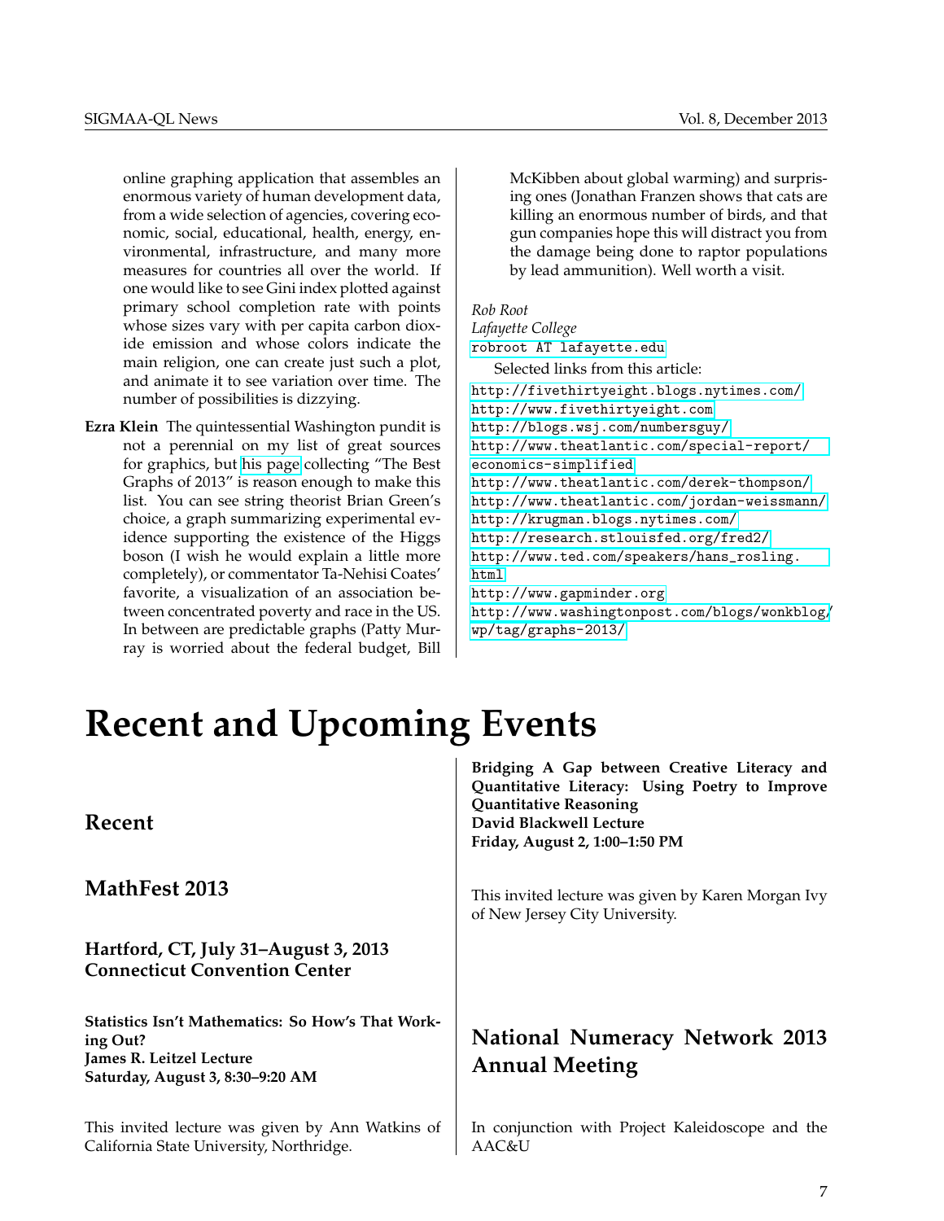online graphing application that assembles an enormous variety of human development data, from a wide selection of agencies, covering economic, social, educational, health, energy, environmental, infrastructure, and many more measures for countries all over the world. If one would like to see Gini index plotted against primary school completion rate with points whose sizes vary with per capita carbon dioxide emission and whose colors indicate the main religion, one can create just such a plot, and animate it to see variation over time. The number of possibilities is dizzying.

**Ezra Klein** The quintessential Washington pundit is not a perennial on my list of great sources for graphics, but his page collecting "The Best Graphs of 2013" is reason enough to make this list. You can see string theorist Brian Green's choice, a graph summarizing experimental evidence supporting the existence of the Higgs boson (I wish he would explain a little more completely), or commentator Ta-Nehisi Coates' favorite, a visualization of an association between concentrated poverty and race in the US. In between are predictable graphs (Patty Murray is worried about the federal budget, Bill McKibben about global warming) and surprising ones (Jonathan Franzen shows that cats are killing an enormous number of birds, and that gun companies hope this will distract you from the damage being done to raptor populations by lead ammunition). Well worth a visit.

*Rob Root*
*Lafayette College*
`robroot AT lafayette.edu`

Selected links from this article:

http://fivethirtyeight.blogs.nytimes.com/
http://www.fivethirtyeight.com
http://blogs.wsj.com/numbersguy/
http://www.theatlantic.com/special-report/economics-simplified
http://www.theatlantic.com/derek-thompson/
http://www.theatlantic.com/jordan-weissmann/
http://krugman.blogs.nytimes.com/
http://research.stlouisfed.org/fred2/
http://www.ted.com/speakers/hans_rosling.html
http://www.gapminder.org
http://www.washingtonpost.com/blogs/wonkblog/wp/tag/graphs-2013/

# Recent and Upcoming Events

## Recent

## MathFest 2013

### Hartford, CT, July 31–August 3, 2013
### Connecticut Convention Center

**Statistics Isn't Mathematics: So How's That Working Out?**
**James R. Leitzel Lecture**
**Saturday, August 3, 8:30–9:20 AM**

This invited lecture was given by Ann Watkins of California State University, Northridge.

**Bridging A Gap between Creative Literacy and Quantitative Literacy: Using Poetry to Improve Quantitative Reasoning**
**David Blackwell Lecture**
**Friday, August 2, 1:00–1:50 PM**

This invited lecture was given by Karen Morgan Ivy of New Jersey City University.

## National Numeracy Network 2013 Annual Meeting

In conjunction with Project Kaleidoscope and the AAC&U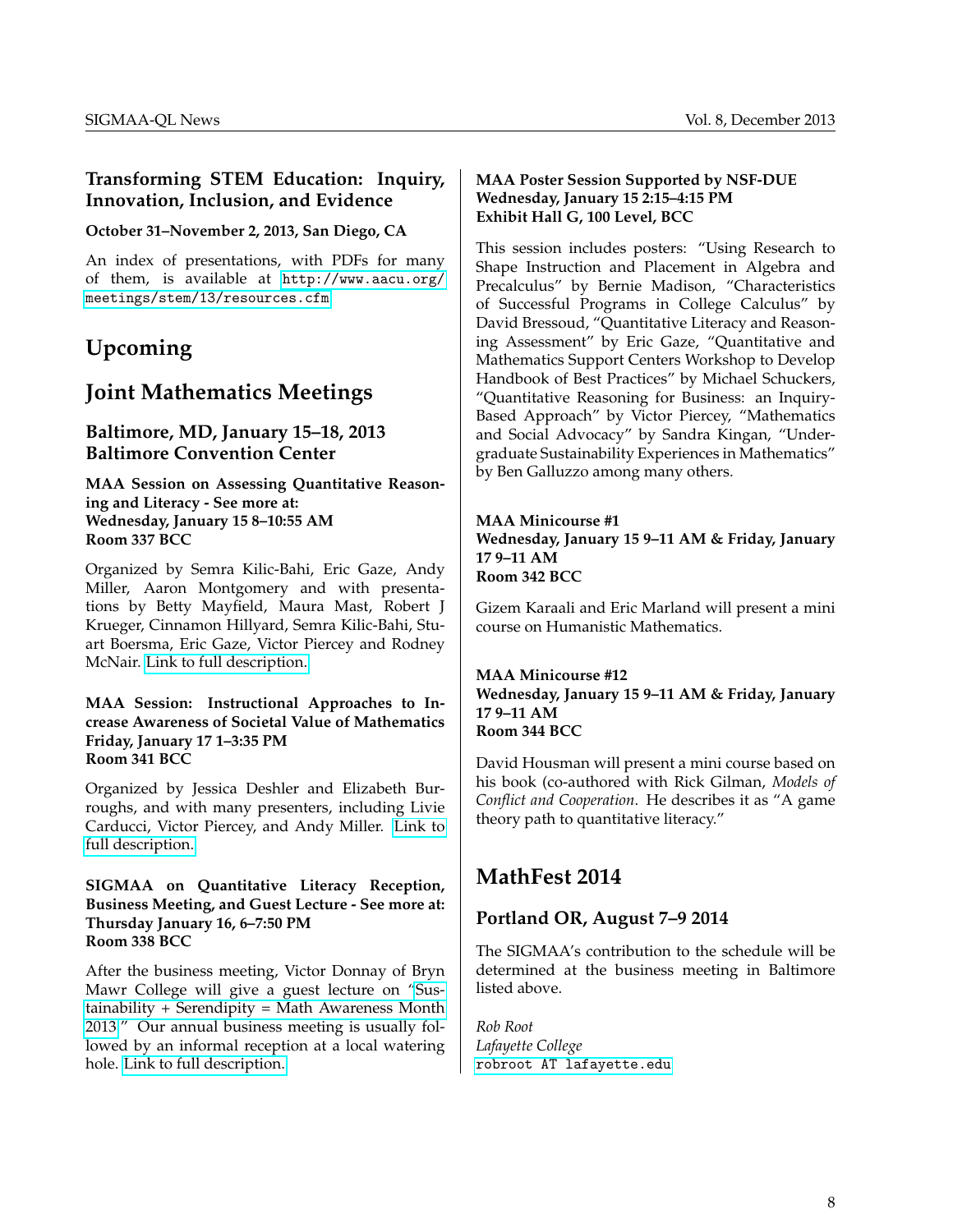### Transforming STEM Education: Inquiry, Innovation, Inclusion, and Evidence

**October 31–November 2, 2013, San Diego, CA**

An index of presentations, with PDFs for many of them, is available at `http://www.aacu.org/meetings/stem/13/resources.cfm`

## Upcoming

## Joint Mathematics Meetings

### Baltimore, MD, January 15–18, 2013
### Baltimore Convention Center

**MAA Session on Assessing Quantitative Reasoning and Literacy - See more at:**
**Wednesday, January 15 8–10:55 AM**
**Room 337 BCC**

Organized by Semra Kilic-Bahi, Eric Gaze, Andy Miller, Aaron Montgomery and with presentations by Betty Mayfield, Maura Mast, Robert J Krueger, Cinnamon Hillyard, Semra Kilic-Bahi, Stuart Boersma, Eric Gaze, Victor Piercey and Rodney McNair. Link to full description.

**MAA Session: Instructional Approaches to Increase Awareness of Societal Value of Mathematics**
**Friday, January 17 1–3:35 PM**
**Room 341 BCC**

Organized by Jessica Deshler and Elizabeth Burroughs, and with many presenters, including Livie Carducci, Victor Piercey, and Andy Miller. Link to full description.

**SIGMAA on Quantitative Literacy Reception, Business Meeting, and Guest Lecture - See more at:**
**Thursday January 16, 6–7:50 PM**
**Room 338 BCC**

After the business meeting, Victor Donnay of Bryn Mawr College will give a guest lecture on "Sustainability + Serendipity = Math Awareness Month 2013." Our annual business meeting is usually followed by an informal reception at a local watering hole. Link to full description.

**MAA Poster Session Supported by NSF-DUE**
**Wednesday, January 15 2:15–4:15 PM**
**Exhibit Hall G, 100 Level, BCC**

This session includes posters: "Using Research to Shape Instruction and Placement in Algebra and Precalculus" by Bernie Madison, "Characteristics of Successful Programs in College Calculus" by David Bressoud, "Quantitative Literacy and Reasoning Assessment" by Eric Gaze, "Quantitative and Mathematics Support Centers Workshop to Develop Handbook of Best Practices" by Michael Schuckers, "Quantitative Reasoning for Business: an Inquiry-Based Approach" by Victor Piercey, "Mathematics and Social Advocacy" by Sandra Kingan, "Undergraduate Sustainability Experiences in Mathematics" by Ben Galluzzo among many others.

**MAA Minicourse #1**
**Wednesday, January 15 9–11 AM & Friday, January 17 9–11 AM**
**Room 342 BCC**

Gizem Karaali and Eric Marland will present a mini course on Humanistic Mathematics.

**MAA Minicourse #12**
**Wednesday, January 15 9–11 AM & Friday, January 17 9–11 AM**
**Room 344 BCC**

David Housman will present a mini course based on his book (co-authored with Rick Gilman, *Models of Conflict and Cooperation*. He describes it as "A game theory path to quantitative literacy."

## MathFest 2014

### Portland OR, August 7–9 2014

The SIGMAA's contribution to the schedule will be determined at the business meeting in Baltimore listed above.

*Rob Root*
*Lafayette College*
`robroot AT lafayette.edu`